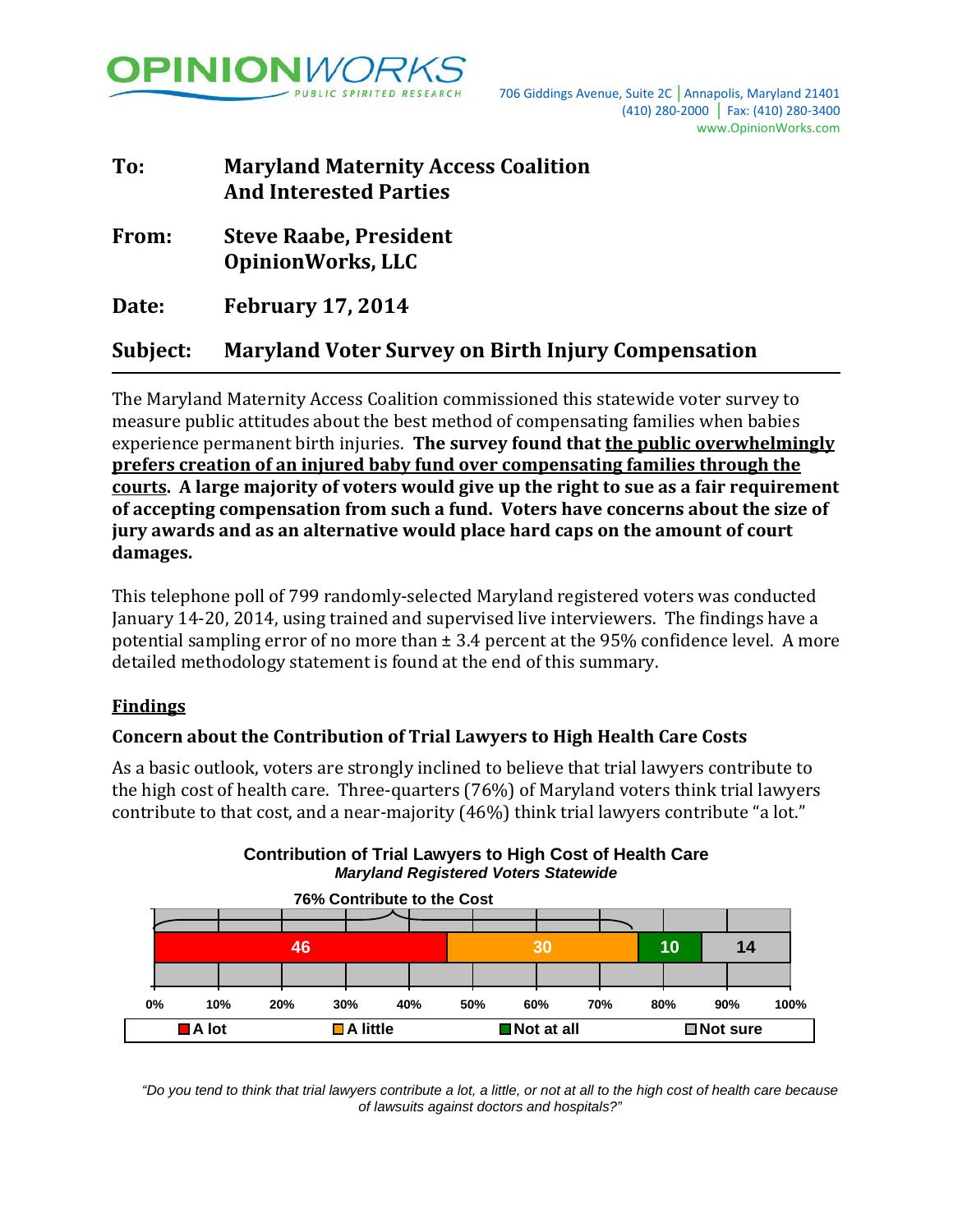**OPINIONWORKS** PUBLIC SPIRITED RESEARCH

706 Giddings Avenue, Suite 2C | Annapolis, Maryland 21401
(410) 280-2000 | Fax: (410) 280-3400
www.OpinionWorks.com

**To:** **Maryland Maternity Access Coalition And Interested Parties**

**From:** **Steve Raabe, President OpinionWorks, LLC**

**Date:** **February 17, 2014**

**Subject:** **Maryland Voter Survey on Birth Injury Compensation**

---

The Maryland Maternity Access Coalition commissioned this statewide voter survey to measure public attitudes about the best method of compensating families when babies experience permanent birth injuries. **The survey found that <u>the public overwhelmingly prefers creation of an injured baby fund over compensating families through the courts</u>. A large majority of voters would give up the right to sue as a fair requirement of accepting compensation from such a fund. Voters have concerns about the size of jury awards and as an alternative would place hard caps on the amount of court damages.**

This telephone poll of 799 randomly-selected Maryland registered voters was conducted January 14-20, 2014, using trained and supervised live interviewers. The findings have a potential sampling error of no more than ± 3.4 percent at the 95% confidence level. A more detailed methodology statement is found at the end of this summary.

## Findings

### Concern about the Contribution of Trial Lawyers to High Health Care Costs

As a basic outlook, voters are strongly inclined to believe that trial lawyers contribute to the high cost of health care. Three-quarters (76%) of Maryland voters think trial lawyers contribute to that cost, and a near-majority (46%) think trial lawyers contribute "a lot."

**Contribution of Trial Lawyers to High Cost of Health Care**
***Maryland Registered Voters Statewide***

76% Contribute to the Cost

| A lot | A little | Not at all | Not sure |
|---|---|---|---|
| 46 | 30 | 10 | 14 |

*"Do you tend to think that trial lawyers contribute a lot, a little, or not at all to the high cost of health care because of lawsuits against doctors and hospitals?"*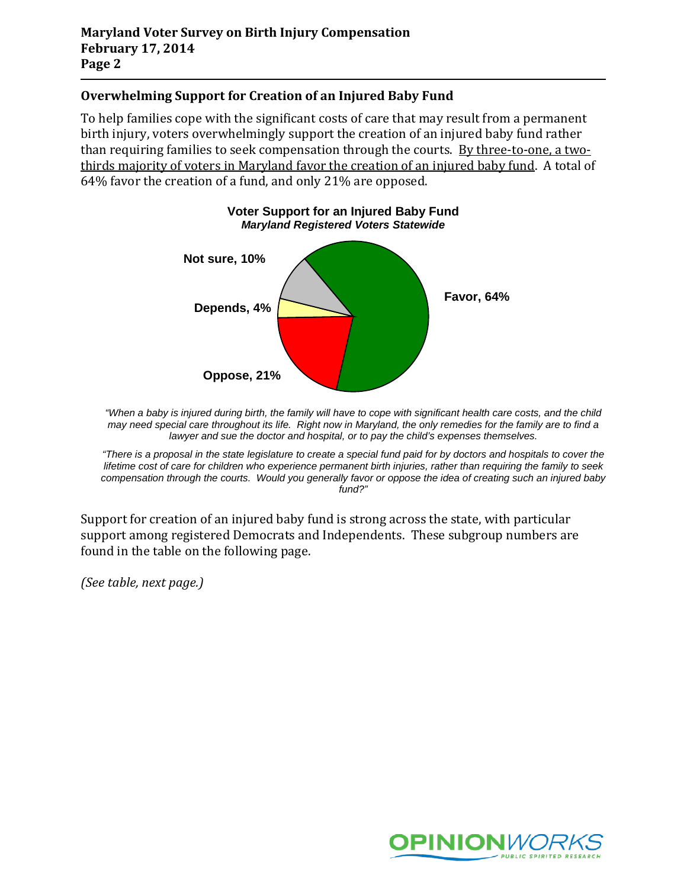## Overwhelming Support for Creation of an Injured Baby Fund

To help families cope with the significant costs of care that may result from a permanent birth injury, voters overwhelmingly support the creation of an injured baby fund rather than requiring families to seek compensation through the courts. By three-to-one, a two-thirds majority of voters in Maryland favor the creation of an injured baby fund. A total of 64% favor the creation of a fund, and only 21% are opposed.

**Voter Support for an Injured Baby Fund**
***Maryland Registered Voters Statewide***

| Response | Percent |
|---|---|
| Favor | 64% |
| Oppose | 21% |
| Depends | 4% |
| Not sure | 10% |

*"When a baby is injured during birth, the family will have to cope with significant health care costs, and the child may need special care throughout its life. Right now in Maryland, the only remedies for the family are to find a lawyer and sue the doctor and hospital, or to pay the child's expenses themselves.*

*"There is a proposal in the state legislature to create a special fund paid for by doctors and hospitals to cover the lifetime cost of care for children who experience permanent birth injuries, rather than requiring the family to seek compensation through the courts. Would you generally favor or oppose the idea of creating such an injured baby fund?"*

Support for creation of an injured baby fund is strong across the state, with particular support among registered Democrats and Independents. These subgroup numbers are found in the table on the following page.

*(See table, next page.)*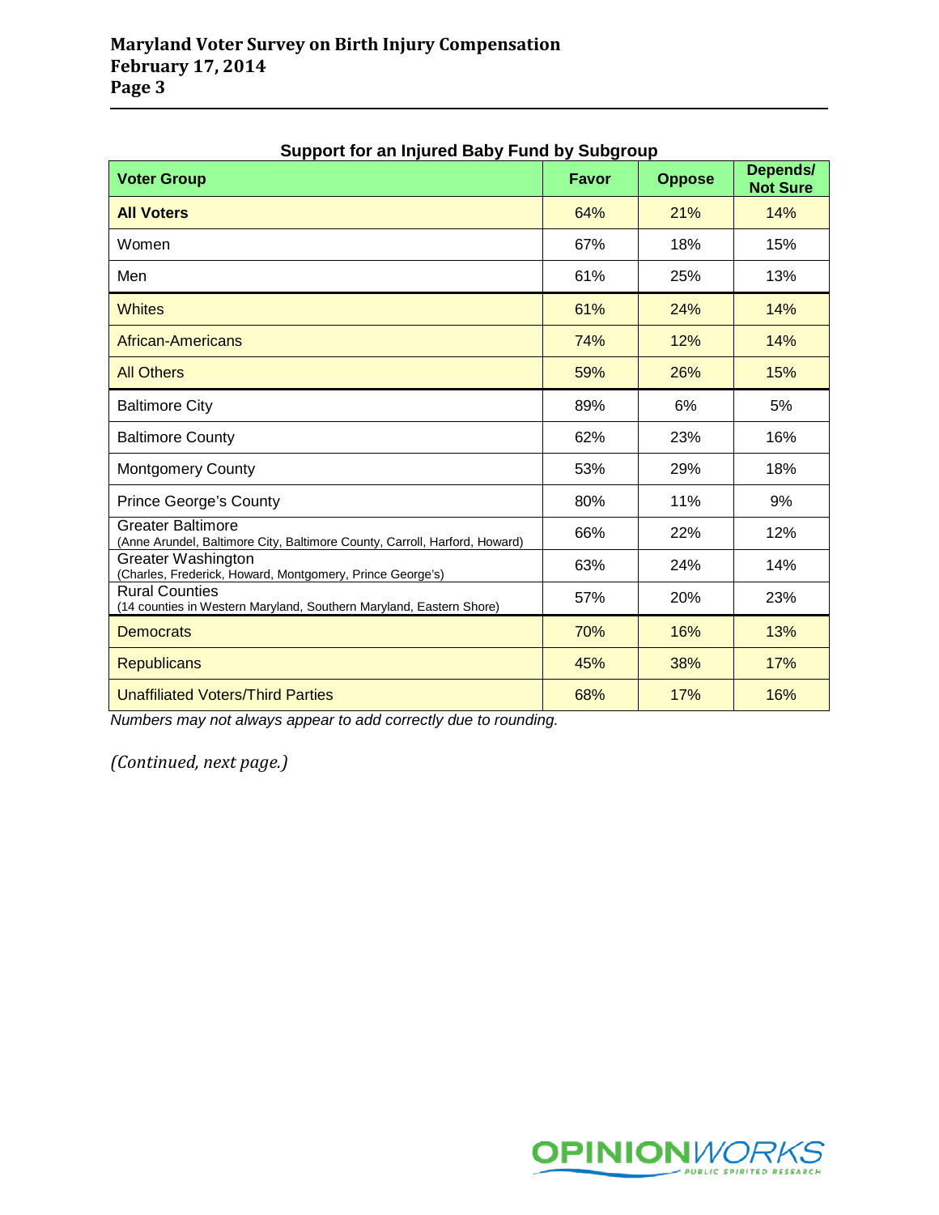**Support for an Injured Baby Fund by Subgroup**

| Voter Group | Favor | Oppose | Depends/ Not Sure |
|---|---|---|---|
| **All Voters** | 64% | 21% | 14% |
| Women | 67% | 18% | 15% |
| Men | 61% | 25% | 13% |
| Whites | 61% | 24% | 14% |
| African-Americans | 74% | 12% | 14% |
| All Others | 59% | 26% | 15% |
| Baltimore City | 89% | 6% | 5% |
| Baltimore County | 62% | 23% | 16% |
| Montgomery County | 53% | 29% | 18% |
| Prince George's County | 80% | 11% | 9% |
| Greater Baltimore (Anne Arundel, Baltimore City, Baltimore County, Carroll, Harford, Howard) | 66% | 22% | 12% |
| Greater Washington (Charles, Frederick, Howard, Montgomery, Prince George's) | 63% | 24% | 14% |
| Rural Counties (14 counties in Western Maryland, Southern Maryland, Eastern Shore) | 57% | 20% | 23% |
| Democrats | 70% | 16% | 13% |
| Republicans | 45% | 38% | 17% |
| Unaffiliated Voters/Third Parties | 68% | 17% | 16% |

*Numbers may not always appear to add correctly due to rounding.*

*(Continued, next page.)*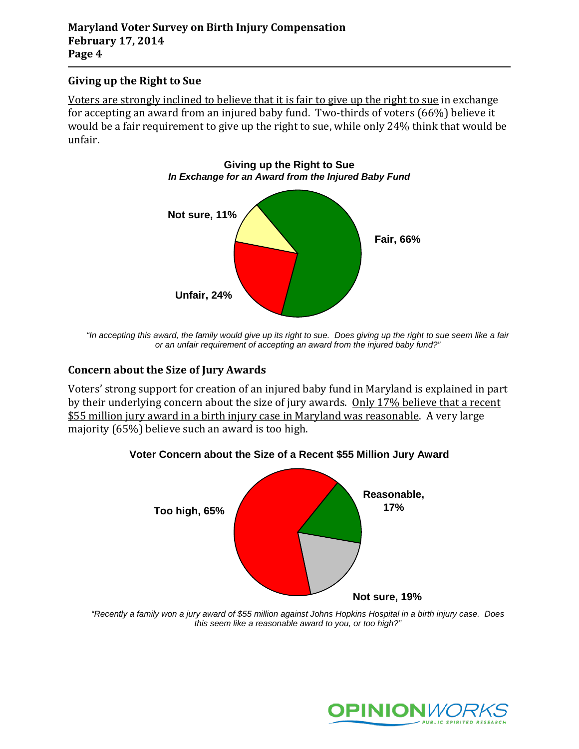## Giving up the Right to Sue

Voters are strongly inclined to believe that it is fair to give up the right to sue in exchange for accepting an award from an injured baby fund. Two-thirds of voters (66%) believe it would be a fair requirement to give up the right to sue, while only 24% think that would be unfair.

**Giving up the Right to Sue**
***In Exchange for an Award from the Injured Baby Fund***

| Response | Percent |
|---|---|
| Fair | 66% |
| Unfair | 24% |
| Not sure | 11% |

*"In accepting this award, the family would give up its right to sue. Does giving up the right to sue seem like a fair or an unfair requirement of accepting an award from the injured baby fund?"*

## Concern about the Size of Jury Awards

Voters' strong support for creation of an injured baby fund in Maryland is explained in part by their underlying concern about the size of jury awards. Only 17% believe that a recent $55 million jury award in a birth injury case in Maryland was reasonable. A very large majority (65%) believe such an award is too high.

**Voter Concern about the Size of a Recent $55 Million Jury Award**

| Response | Percent |
|---|---|
| Too high | 65% |
| Reasonable | 17% |
| Not sure | 19% |

*"Recently a family won a jury award of $55 million against Johns Hopkins Hospital in a birth injury case. Does this seem like a reasonable award to you, or too high?"*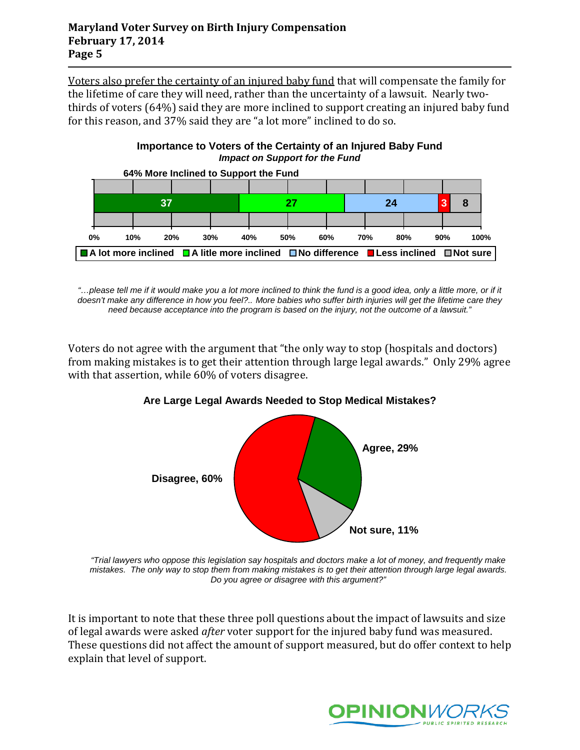Voters also prefer the certainty of an injured baby fund that will compensate the family for the lifetime of care they will need, rather than the uncertainty of a lawsuit. Nearly two-thirds of voters (64%) said they are more inclined to support creating an injured baby fund for this reason, and 37% said they are "a lot more" inclined to do so.

**Importance to Voters of the Certainty of an Injured Baby Fund**
***Impact on Support for the Fund***

**64% More Inclined to Support the Fund**

| A lot more inclined | A litle more inclined | No difference | Less inclined | Not sure |
|---|---|---|---|---|
| 37 | 27 | 24 | 3 | 8 |

*"…please tell me if it would make you a lot more inclined to think the fund is a good idea, only a little more, or if it doesn't make any difference in how you feel?.. More babies who suffer birth injuries will get the lifetime care they need because acceptance into the program is based on the injury, not the outcome of a lawsuit."*

Voters do not agree with the argument that "the only way to stop (hospitals and doctors) from making mistakes is to get their attention through large legal awards." Only 29% agree with that assertion, while 60% of voters disagree.

**Are Large Legal Awards Needed to Stop Medical Mistakes?**

| Response | Percent |
|---|---|
| Agree | 29% |
| Disagree | 60% |
| Not sure | 11% |

*"Trial lawyers who oppose this legislation say hospitals and doctors make a lot of money, and frequently make mistakes. The only way to stop them from making mistakes is to get their attention through large legal awards. Do you agree or disagree with this argument?"*

It is important to note that these three poll questions about the impact of lawsuits and size of legal awards were asked *after* voter support for the injured baby fund was measured. These questions did not affect the amount of support measured, but do offer context to help explain that level of support.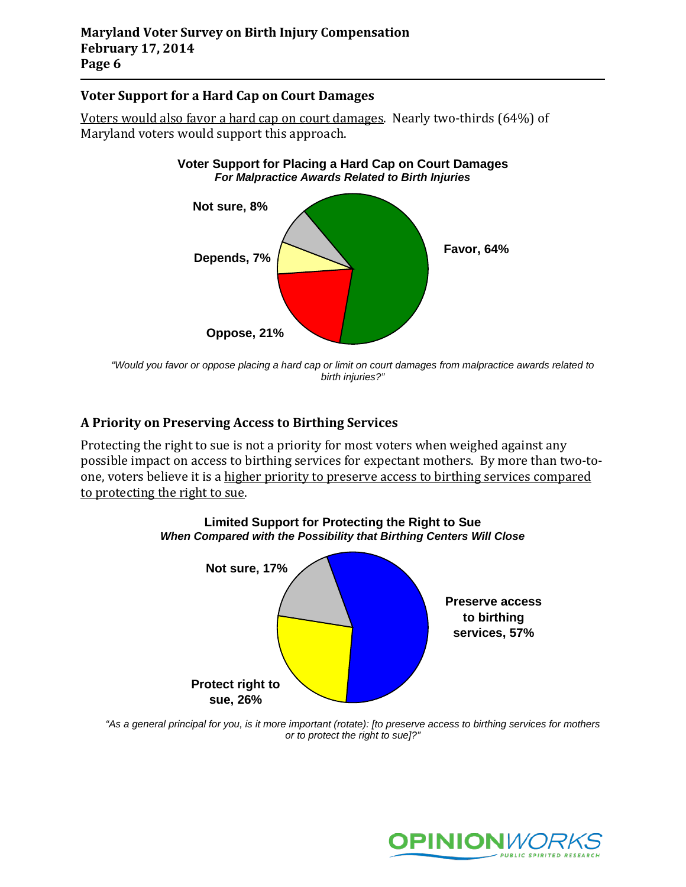### Voter Support for a Hard Cap on Court Damages

Voters would also favor a hard cap on court damages. Nearly two-thirds (64%) of Maryland voters would support this approach.

**Voter Support for Placing a Hard Cap on Court Damages**
***For Malpractice Awards Related to Birth Injuries***

| Response | Percent |
| --- | --- |
| Favor | 64% |
| Oppose | 21% |
| Depends | 7% |
| Not sure | 8% |

*"Would you favor or oppose placing a hard cap or limit on court damages from malpractice awards related to birth injuries?"*

### A Priority on Preserving Access to Birthing Services

Protecting the right to sue is not a priority for most voters when weighed against any possible impact on access to birthing services for expectant mothers. By more than two-to-one, voters believe it is a higher priority to preserve access to birthing services compared to protecting the right to sue.

**Limited Support for Protecting the Right to Sue**
***When Compared with the Possibility that Birthing Centers Will Close***

| Response | Percent |
| --- | --- |
| Preserve access to birthing services | 57% |
| Protect right to sue | 26% |
| Not sure | 17% |

*"As a general principal for you, is it more important (rotate): [to preserve access to birthing services for mothers or to protect the right to sue]?"*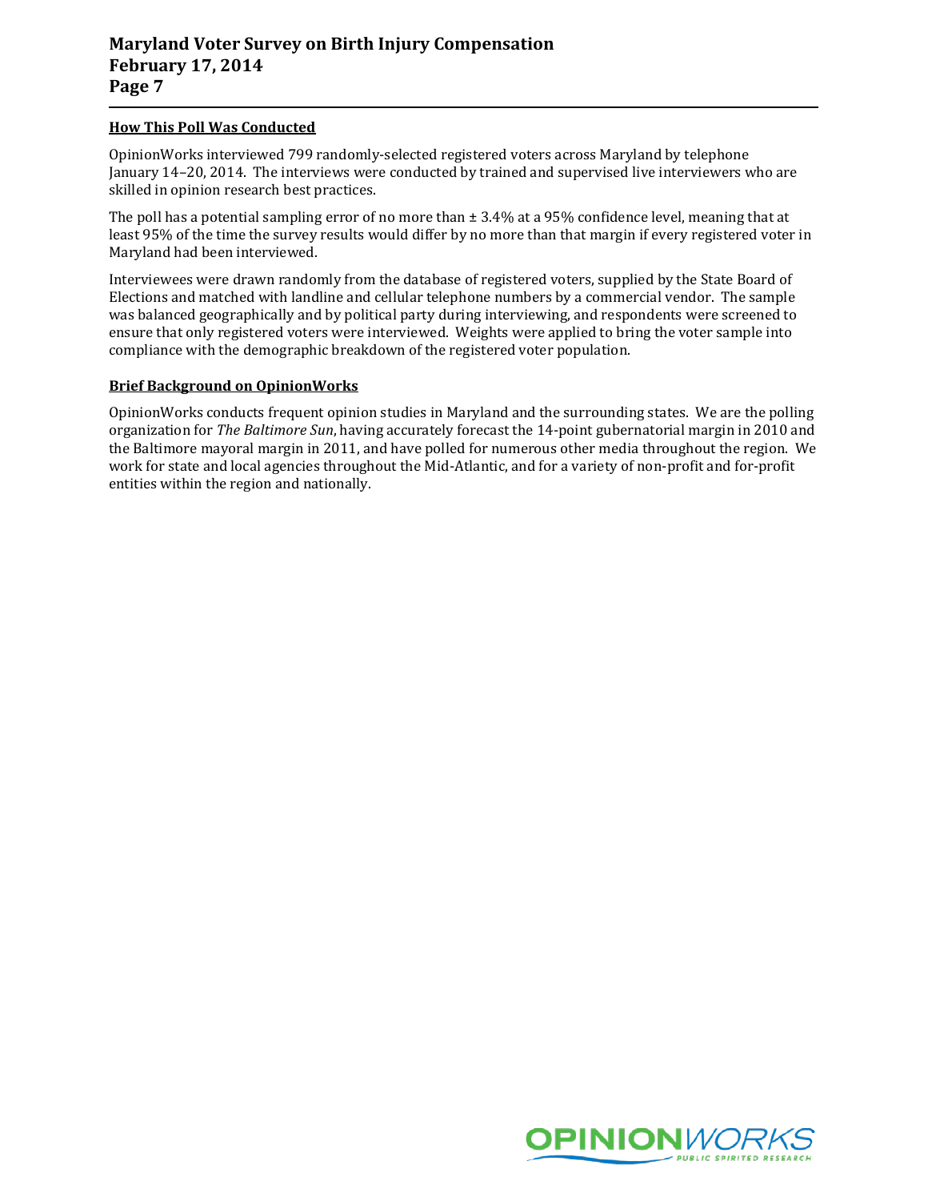## How This Poll Was Conducted

OpinionWorks interviewed 799 randomly-selected registered voters across Maryland by telephone January 14–20, 2014. The interviews were conducted by trained and supervised live interviewers who are skilled in opinion research best practices.

The poll has a potential sampling error of no more than ± 3.4% at a 95% confidence level, meaning that at least 95% of the time the survey results would differ by no more than that margin if every registered voter in Maryland had been interviewed.

Interviewees were drawn randomly from the database of registered voters, supplied by the State Board of Elections and matched with landline and cellular telephone numbers by a commercial vendor. The sample was balanced geographically and by political party during interviewing, and respondents were screened to ensure that only registered voters were interviewed. Weights were applied to bring the voter sample into compliance with the demographic breakdown of the registered voter population.

## Brief Background on OpinionWorks

OpinionWorks conducts frequent opinion studies in Maryland and the surrounding states. We are the polling organization for *The Baltimore Sun*, having accurately forecast the 14-point gubernatorial margin in 2010 and the Baltimore mayoral margin in 2011, and have polled for numerous other media throughout the region. We work for state and local agencies throughout the Mid-Atlantic, and for a variety of non-profit and for-profit entities within the region and nationally.